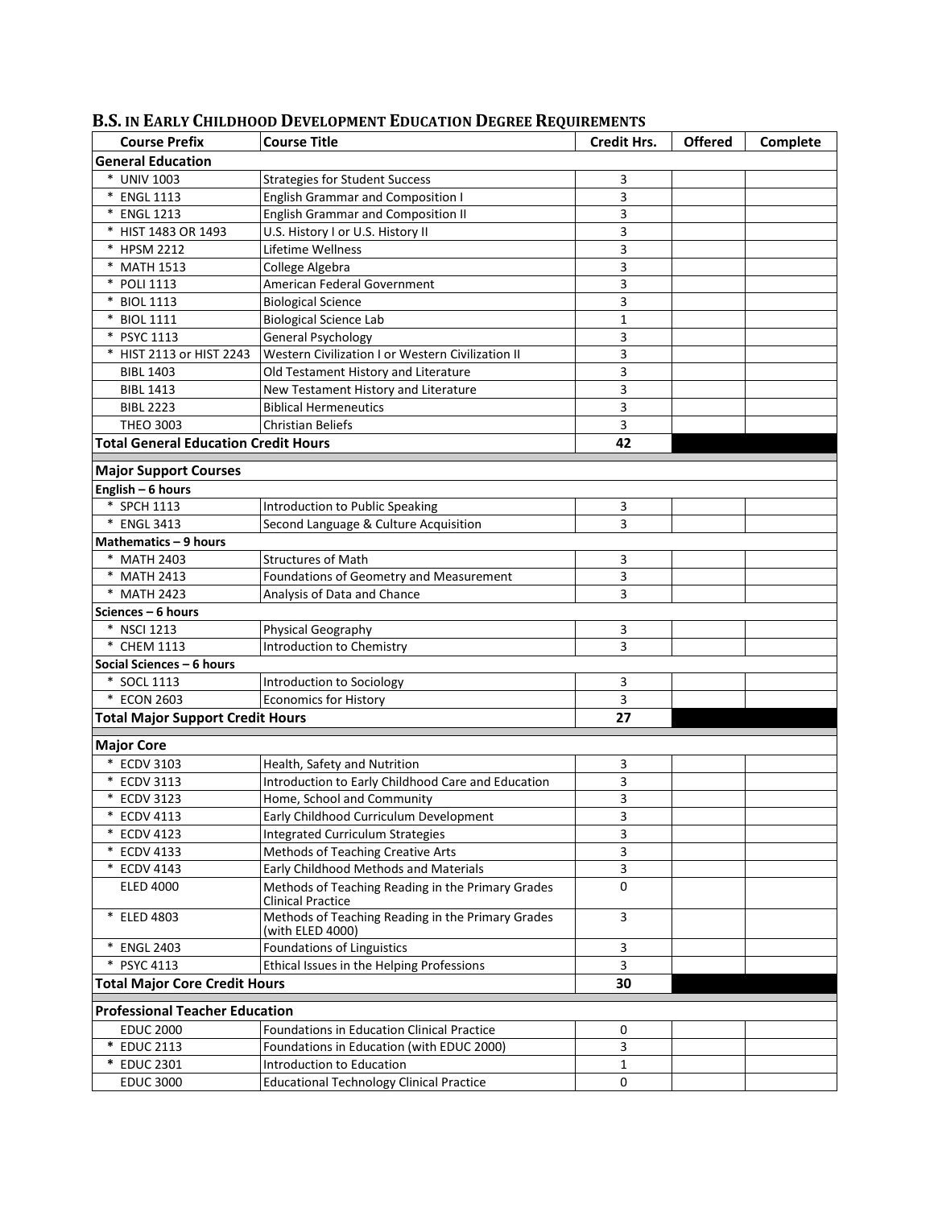## B.S. IN EARLY CHILDHOOD DEVELOPMENT EDUCATION DEGREE REQUIREMENTS

| Course Prefix | Course Title | Credit Hrs. | Offered | Complete |
|---|---|---|---|---|
| **General Education** | | | | |
| * UNIV 1003 | Strategies for Student Success | 3 | | |
| * ENGL 1113 | English Grammar and Composition I | 3 | | |
| * ENGL 1213 | English Grammar and Composition II | 3 | | |
| * HIST 1483 OR 1493 | U.S. History I or U.S. History II | 3 | | |
| * HPSM 2212 | Lifetime Wellness | 3 | | |
| * MATH 1513 | College Algebra | 3 | | |
| * POLI 1113 | American Federal Government | 3 | | |
| * BIOL 1113 | Biological Science | 3 | | |
| * BIOL 1111 | Biological Science Lab | 1 | | |
| * PSYC 1113 | General Psychology | 3 | | |
| * HIST 2113 or HIST 2243 | Western Civilization I or Western Civilization II | 3 | | |
| BIBL 1403 | Old Testament History and Literature | 3 | | |
| BIBL 1413 | New Testament History and Literature | 3 | | |
| BIBL 2223 | Biblical Hermeneutics | 3 | | |
| THEO 3003 | Christian Beliefs | 3 | | |
| **Total General Education Credit Hours** | | **42** | | |
| **Major Support Courses** | | | | |
| **English – 6 hours** | | | | |
| * SPCH 1113 | Introduction to Public Speaking | 3 | | |
| * ENGL 3413 | Second Language & Culture Acquisition | 3 | | |
| **Mathematics – 9 hours** | | | | |
| * MATH 2403 | Structures of Math | 3 | | |
| * MATH 2413 | Foundations of Geometry and Measurement | 3 | | |
| * MATH 2423 | Analysis of Data and Chance | 3 | | |
| **Sciences – 6 hours** | | | | |
| * NSCI 1213 | Physical Geography | 3 | | |
| * CHEM 1113 | Introduction to Chemistry | 3 | | |
| **Social Sciences – 6 hours** | | | | |
| * SOCL 1113 | Introduction to Sociology | 3 | | |
| * ECON 2603 | Economics for History | 3 | | |
| **Total Major Support Credit Hours** | | **27** | | |
| **Major Core** | | | | |
| * ECDV 3103 | Health, Safety and Nutrition | 3 | | |
| * ECDV 3113 | Introduction to Early Childhood Care and Education | 3 | | |
| * ECDV 3123 | Home, School and Community | 3 | | |
| * ECDV 4113 | Early Childhood Curriculum Development | 3 | | |
| * ECDV 4123 | Integrated Curriculum Strategies | 3 | | |
| * ECDV 4133 | Methods of Teaching Creative Arts | 3 | | |
| * ECDV 4143 | Early Childhood Methods and Materials | 3 | | |
| ELED 4000 | Methods of Teaching Reading in the Primary Grades Clinical Practice | 0 | | |
| * ELED 4803 | Methods of Teaching Reading in the Primary Grades (with ELED 4000) | 3 | | |
| * ENGL 2403 | Foundations of Linguistics | 3 | | |
| * PSYC 4113 | Ethical Issues in the Helping Professions | 3 | | |
| **Total Major Core Credit Hours** | | **30** | | |
| **Professional Teacher Education** | | | | |
| EDUC 2000 | Foundations in Education Clinical Practice | 0 | | |
| * EDUC 2113 | Foundations in Education (with EDUC 2000) | 3 | | |
| * EDUC 2301 | Introduction to Education | 1 | | |
| EDUC 3000 | Educational Technology Clinical Practice | 0 | | |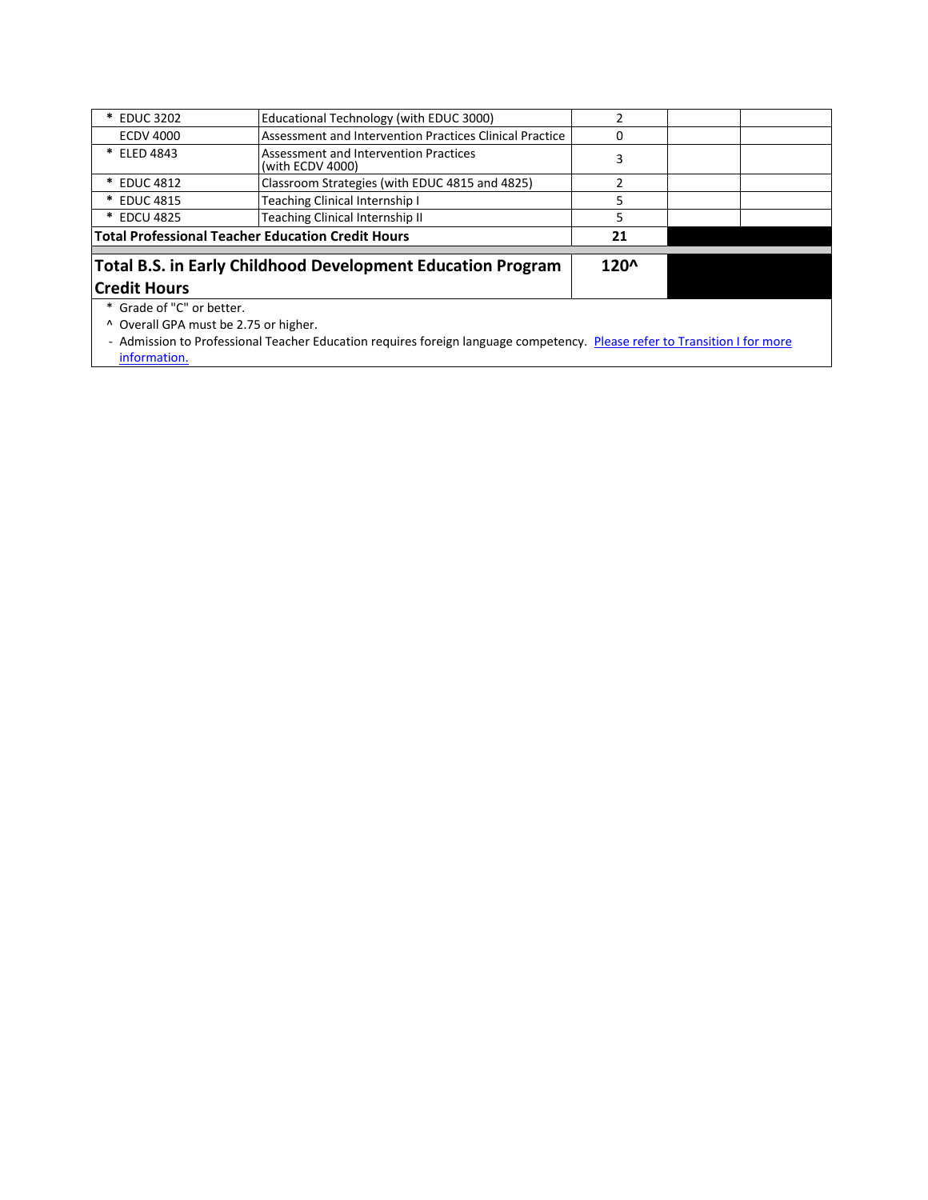| | | | | |
|---|---|---|---|---|
| * EDUC 3202 | Educational Technology (with EDUC 3000) | 2 | | |
| ECDV 4000 | Assessment and Intervention Practices Clinical Practice | 0 | | |
| * ELED 4843 | Assessment and Intervention Practices (with ECDV 4000) | 3 | | |
| * EDUC 4812 | Classroom Strategies (with EDUC 4815 and 4825) | 2 | | |
| * EDUC 4815 | Teaching Clinical Internship I | 5 | | |
| * EDCU 4825 | Teaching Clinical Internship II | 5 | | |
| **Total Professional Teacher Education Credit Hours** | | **21** | | |
| **Total B.S. in Early Childhood Development Education Program Credit Hours** | | **120^** | | |

* Grade of "C" or better.

^ Overall GPA must be 2.75 or higher.

- Admission to Professional Teacher Education requires foreign language competency. Please refer to Transition I for more information.